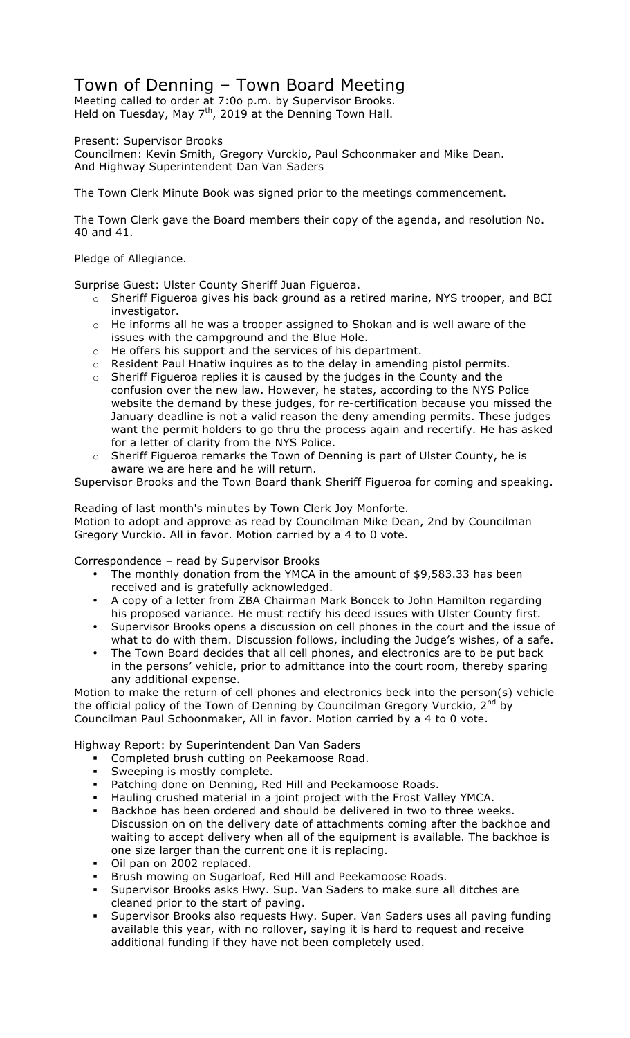# Town of Denning – Town Board Meeting

Meeting called to order at 7:0o p.m. by Supervisor Brooks.
Held on Tuesday, May 7th, 2019 at the Denning Town Hall.

Present: Supervisor Brooks
Councilmen: Kevin Smith, Gregory Vurckio, Paul Schoonmaker and Mike Dean.
And Highway Superintendent Dan Van Saders

The Town Clerk Minute Book was signed prior to the meetings commencement.

The Town Clerk gave the Board members their copy of the agenda, and resolution No. 40 and 41.

Pledge of Allegiance.

Surprise Guest: Ulster County Sheriff Juan Figueroa.

- Sheriff Figueroa gives his back ground as a retired marine, NYS trooper, and BCI investigator.
- He informs all he was a trooper assigned to Shokan and is well aware of the issues with the campground and the Blue Hole.
- He offers his support and the services of his department.
- Resident Paul Hnatiw inquires as to the delay in amending pistol permits.
- Sheriff Figueroa replies it is caused by the judges in the County and the confusion over the new law. However, he states, according to the NYS Police website the demand by these judges, for re-certification because you missed the January deadline is not a valid reason the deny amending permits. These judges want the permit holders to go thru the process again and recertify. He has asked for a letter of clarity from the NYS Police.
- Sheriff Figueroa remarks the Town of Denning is part of Ulster County, he is aware we are here and he will return.

Supervisor Brooks and the Town Board thank Sheriff Figueroa for coming and speaking.

Reading of last month's minutes by Town Clerk Joy Monforte.
Motion to adopt and approve as read by Councilman Mike Dean, 2nd by Councilman Gregory Vurckio. All in favor. Motion carried by a 4 to 0 vote.

Correspondence – read by Supervisor Brooks

- The monthly donation from the YMCA in the amount of $9,583.33 has been received and is gratefully acknowledged.
- A copy of a letter from ZBA Chairman Mark Boncek to John Hamilton regarding his proposed variance. He must rectify his deed issues with Ulster County first.
- Supervisor Brooks opens a discussion on cell phones in the court and the issue of what to do with them. Discussion follows, including the Judge's wishes, of a safe.
- The Town Board decides that all cell phones, and electronics are to be put back in the persons' vehicle, prior to admittance into the court room, thereby sparing any additional expense.

Motion to make the return of cell phones and electronics beck into the person(s) vehicle the official policy of the Town of Denning by Councilman Gregory Vurckio, 2nd by Councilman Paul Schoonmaker, All in favor. Motion carried by a 4 to 0 vote.

Highway Report: by Superintendent Dan Van Saders

- Completed brush cutting on Peekamoose Road.
- Sweeping is mostly complete.
- Patching done on Denning, Red Hill and Peekamoose Roads.
- Hauling crushed material in a joint project with the Frost Valley YMCA.
- Backhoe has been ordered and should be delivered in two to three weeks. Discussion on on the delivery date of attachments coming after the backhoe and waiting to accept delivery when all of the equipment is available. The backhoe is one size larger than the current one it is replacing.
- Oil pan on 2002 replaced.
- Brush mowing on Sugarloaf, Red Hill and Peekamoose Roads.
- Supervisor Brooks asks Hwy. Sup. Van Saders to make sure all ditches are cleaned prior to the start of paving.
- Supervisor Brooks also requests Hwy. Super. Van Saders uses all paving funding available this year, with no rollover, saying it is hard to request and receive additional funding if they have not been completely used.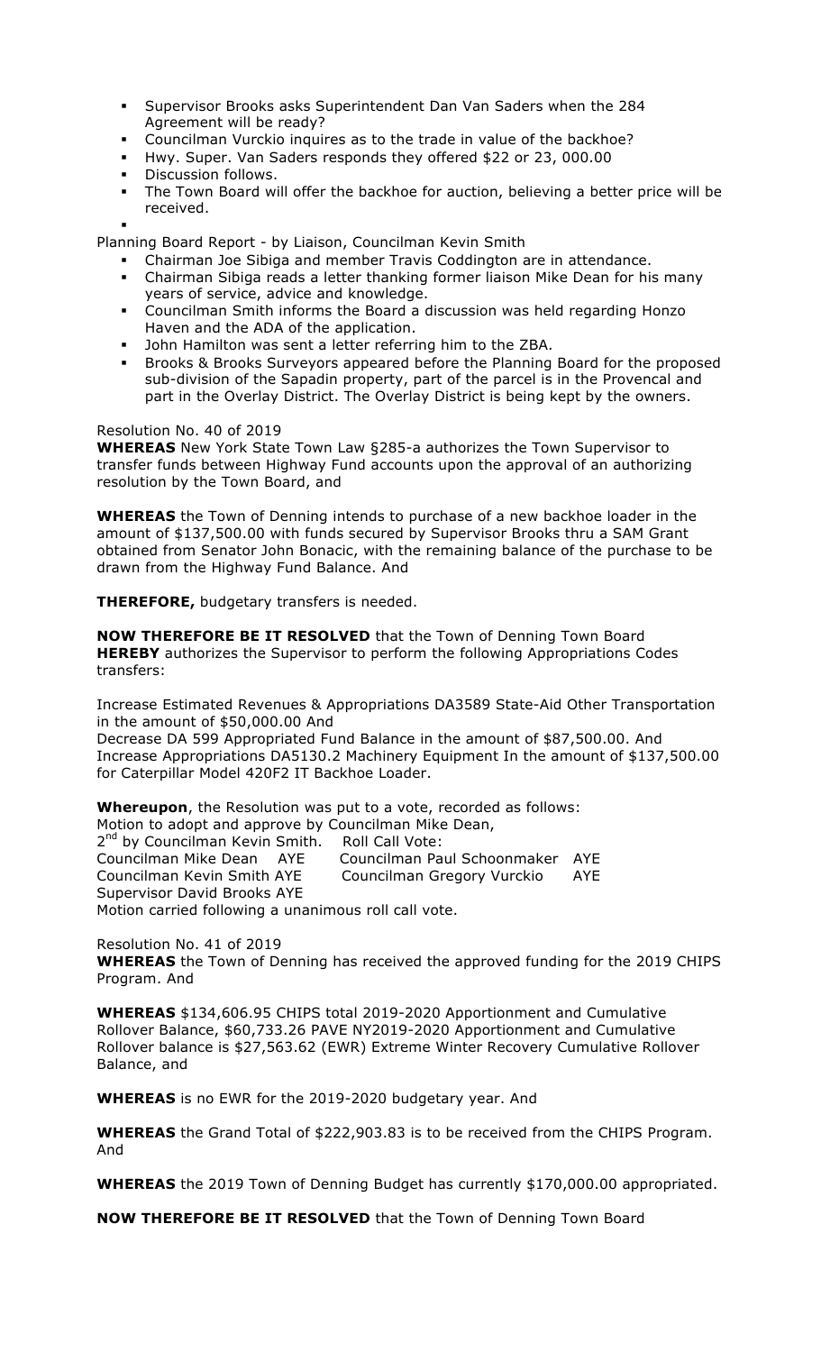- Supervisor Brooks asks Superintendent Dan Van Saders when the 284 Agreement will be ready?
- Councilman Vurckio inquires as to the trade in value of the backhoe?
- Hwy. Super. Van Saders responds they offered $22 or 23, 000.00
- Discussion follows.
- The Town Board will offer the backhoe for auction, believing a better price will be received.
-

Planning Board Report - by Liaison, Councilman Kevin Smith

- Chairman Joe Sibiga and member Travis Coddington are in attendance.
- Chairman Sibiga reads a letter thanking former liaison Mike Dean for his many years of service, advice and knowledge.
- Councilman Smith informs the Board a discussion was held regarding Honzo Haven and the ADA of the application.
- John Hamilton was sent a letter referring him to the ZBA.
- Brooks & Brooks Surveyors appeared before the Planning Board for the proposed sub-division of the Sapadin property, part of the parcel is in the Provencal and part in the Overlay District. The Overlay District is being kept by the owners.

Resolution No. 40 of 2019

**WHEREAS** New York State Town Law §285-a authorizes the Town Supervisor to transfer funds between Highway Fund accounts upon the approval of an authorizing resolution by the Town Board, and

**WHEREAS** the Town of Denning intends to purchase of a new backhoe loader in the amount of $137,500.00 with funds secured by Supervisor Brooks thru a SAM Grant obtained from Senator John Bonacic, with the remaining balance of the purchase to be drawn from the Highway Fund Balance. And

**THEREFORE,** budgetary transfers is needed.

**NOW THEREFORE BE IT RESOLVED** that the Town of Denning Town Board **HEREBY** authorizes the Supervisor to perform the following Appropriations Codes transfers:

Increase Estimated Revenues & Appropriations DA3589 State-Aid Other Transportation in the amount of $50,000.00 And
Decrease DA 599 Appropriated Fund Balance in the amount of $87,500.00. And
Increase Appropriations DA5130.2 Machinery Equipment In the amount of $137,500.00 for Caterpillar Model 420F2 IT Backhoe Loader.

**Whereupon**, the Resolution was put to a vote, recorded as follows:
Motion to adopt and approve by Councilman Mike Dean,
2nd by Councilman Kevin Smith. Roll Call Vote:

| | |
|---|---|
| Councilman Mike Dean AYE | Councilman Paul Schoonmaker AYE |
| Councilman Kevin Smith AYE | Councilman Gregory Vurckio AYE |
| Supervisor David Brooks AYE | |

Motion carried following a unanimous roll call vote.

Resolution No. 41 of 2019

**WHEREAS** the Town of Denning has received the approved funding for the 2019 CHIPS Program. And

**WHEREAS** $134,606.95 CHIPS total 2019-2020 Apportionment and Cumulative Rollover Balance, $60,733.26 PAVE NY2019-2020 Apportionment and Cumulative Rollover balance is $27,563.62 (EWR) Extreme Winter Recovery Cumulative Rollover Balance, and

**WHEREAS** is no EWR for the 2019-2020 budgetary year. And

**WHEREAS** the Grand Total of $222,903.83 is to be received from the CHIPS Program. And

**WHEREAS** the 2019 Town of Denning Budget has currently $170,000.00 appropriated.

**NOW THEREFORE BE IT RESOLVED** that the Town of Denning Town Board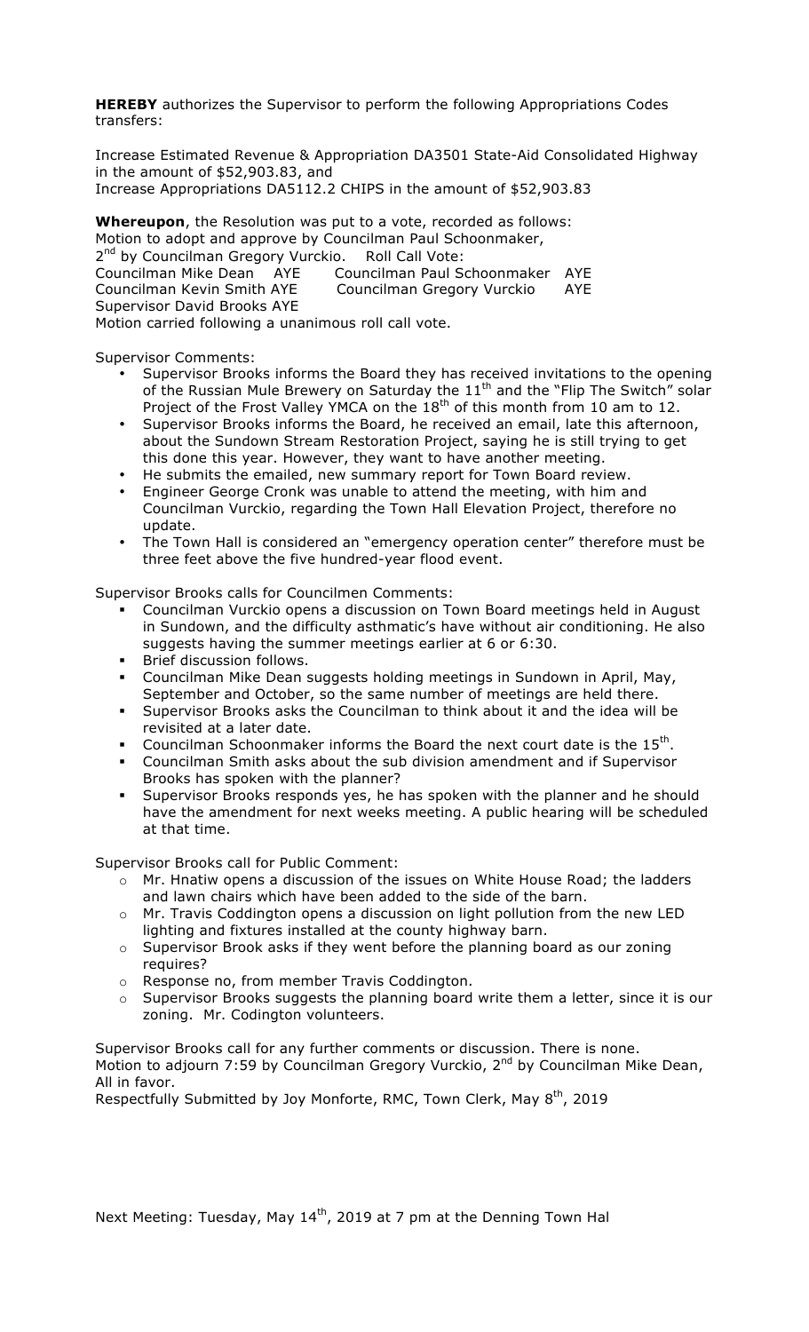**HEREBY** authorizes the Supervisor to perform the following Appropriations Codes transfers:

Increase Estimated Revenue & Appropriation DA3501 State-Aid Consolidated Highway in the amount of $52,903.83, and
Increase Appropriations DA5112.2 CHIPS in the amount of $52,903.83

**Whereupon**, the Resolution was put to a vote, recorded as follows:
Motion to adopt and approve by Councilman Paul Schoonmaker,
2nd by Councilman Gregory Vurckio. Roll Call Vote:
Councilman Mike Dean AYE Councilman Paul Schoonmaker AYE
Councilman Kevin Smith AYE Councilman Gregory Vurckio AYE
Supervisor David Brooks AYE
Motion carried following a unanimous roll call vote.

Supervisor Comments:

- Supervisor Brooks informs the Board they has received invitations to the opening of the Russian Mule Brewery on Saturday the 11th and the "Flip The Switch" solar Project of the Frost Valley YMCA on the 18th of this month from 10 am to 12.
- Supervisor Brooks informs the Board, he received an email, late this afternoon, about the Sundown Stream Restoration Project, saying he is still trying to get this done this year. However, they want to have another meeting.
- He submits the emailed, new summary report for Town Board review.
- Engineer George Cronk was unable to attend the meeting, with him and Councilman Vurckio, regarding the Town Hall Elevation Project, therefore no update.
- The Town Hall is considered an "emergency operation center" therefore must be three feet above the five hundred-year flood event.

Supervisor Brooks calls for Councilmen Comments:

- Councilman Vurckio opens a discussion on Town Board meetings held in August in Sundown, and the difficulty asthmatic's have without air conditioning. He also suggests having the summer meetings earlier at 6 or 6:30.
- Brief discussion follows.
- Councilman Mike Dean suggests holding meetings in Sundown in April, May, September and October, so the same number of meetings are held there.
- Supervisor Brooks asks the Councilman to think about it and the idea will be revisited at a later date.
- Councilman Schoonmaker informs the Board the next court date is the 15th.
- Councilman Smith asks about the sub division amendment and if Supervisor Brooks has spoken with the planner?
- Supervisor Brooks responds yes, he has spoken with the planner and he should have the amendment for next weeks meeting. A public hearing will be scheduled at that time.

Supervisor Brooks call for Public Comment:

- Mr. Hnatiw opens a discussion of the issues on White House Road; the ladders and lawn chairs which have been added to the side of the barn.
- Mr. Travis Coddington opens a discussion on light pollution from the new LED lighting and fixtures installed at the county highway barn.
- Supervisor Brook asks if they went before the planning board as our zoning requires?
- Response no, from member Travis Coddington.
- Supervisor Brooks suggests the planning board write them a letter, since it is our zoning. Mr. Codington volunteers.

Supervisor Brooks call for any further comments or discussion. There is none.
Motion to adjourn 7:59 by Councilman Gregory Vurckio, 2nd by Councilman Mike Dean, All in favor.
Respectfully Submitted by Joy Monforte, RMC, Town Clerk, May 8th, 2019

Next Meeting: Tuesday, May 14th, 2019 at 7 pm at the Denning Town Hal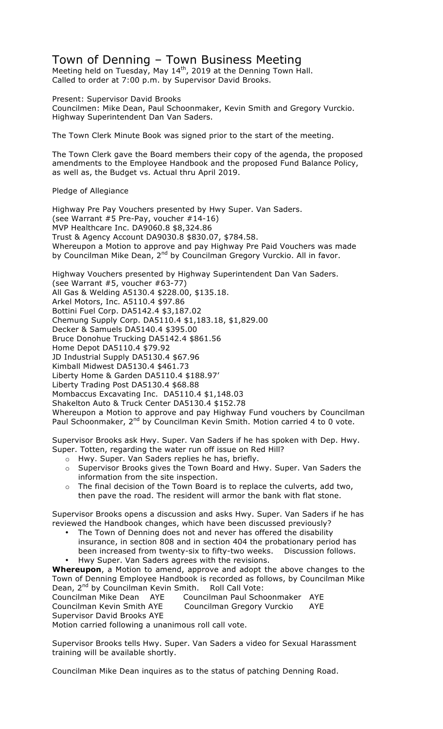// Town of Denning – Town Business Meeting

Meeting held on Tuesday, May 14th, 2019 at the Denning Town Hall.
Called to order at 7:00 p.m. by Supervisor David Brooks.

Present: Supervisor David Brooks
Councilmen: Mike Dean, Paul Schoonmaker, Kevin Smith and Gregory Vurckio.
Highway Superintendent Dan Van Saders.

The Town Clerk Minute Book was signed prior to the start of the meeting.

The Town Clerk gave the Board members their copy of the agenda, the proposed amendments to the Employee Handbook and the proposed Fund Balance Policy, as well as, the Budget vs. Actual thru April 2019.

Pledge of Allegiance

Highway Pre Pay Vouchers presented by Hwy Super. Van Saders.
(see Warrant #5 Pre-Pay, voucher #14-16)
MVP Healthcare Inc. DA9060.8 $8,324.86
Trust & Agency Account DA9030.8 $830.07, $784.58.
Whereupon a Motion to approve and pay Highway Pre Paid Vouchers was made by Councilman Mike Dean, 2nd by Councilman Gregory Vurckio. All in favor.

Highway Vouchers presented by Highway Superintendent Dan Van Saders.
(see Warrant #5, voucher #63-77)
All Gas & Welding A5130.4 $228.00, $135.18.
Arkel Motors, Inc. A5110.4 $97.86
Bottini Fuel Corp. DA5142.4 $3,187.02
Chemung Supply Corp. DA5110.4 $1,183.18, $1,829.00
Decker & Samuels DA5140.4 $395.00
Bruce Donohue Trucking DA5142.4 $861.56
Home Depot DA5110.4 $79.92
JD Industrial Supply DA5130.4 $67.96
Kimball Midwest DA5130.4 $461.73
Liberty Home & Garden DA5110.4 $188.97'
Liberty Trading Post DA5130.4 $68.88
Mombaccus Excavating Inc. DA5110.4 $1,148.03
Shakelton Auto & Truck Center DA5130.4 $152.78
Whereupon a Motion to approve and pay Highway Fund vouchers by Councilman Paul Schoonmaker, 2nd by Councilman Kevin Smith. Motion carried 4 to 0 vote.

Supervisor Brooks ask Hwy. Super. Van Saders if he has spoken with Dep. Hwy. Super. Totten, regarding the water run off issue on Red Hill?

- Hwy. Super. Van Saders replies he has, briefly.
- Supervisor Brooks gives the Town Board and Hwy. Super. Van Saders the information from the site inspection.
- The final decision of the Town Board is to replace the culverts, add two, then pave the road. The resident will armor the bank with flat stone.

Supervisor Brooks opens a discussion and asks Hwy. Super. Van Saders if he has reviewed the Handbook changes, which have been discussed previously?

- The Town of Denning does not and never has offered the disability insurance, in section 808 and in section 404 the probationary period has been increased from twenty-six to fifty-two weeks. Discussion follows.
- Hwy Super. Van Saders agrees with the revisions.

**Whereupon**, a Motion to amend, approve and adopt the above changes to the Town of Denning Employee Handbook is recorded as follows, by Councilman Mike Dean, 2nd by Councilman Kevin Smith. Roll Call Vote:

| | |
|---|---|
| Councilman Mike Dean AYE | Councilman Paul Schoonmaker AYE |
| Councilman Kevin Smith AYE | Councilman Gregory Vurckio AYE |
| Supervisor David Brooks AYE | |

Motion carried following a unanimous roll call vote.

Supervisor Brooks tells Hwy. Super. Van Saders a video for Sexual Harassment training will be available shortly.

Councilman Mike Dean inquires as to the status of patching Denning Road.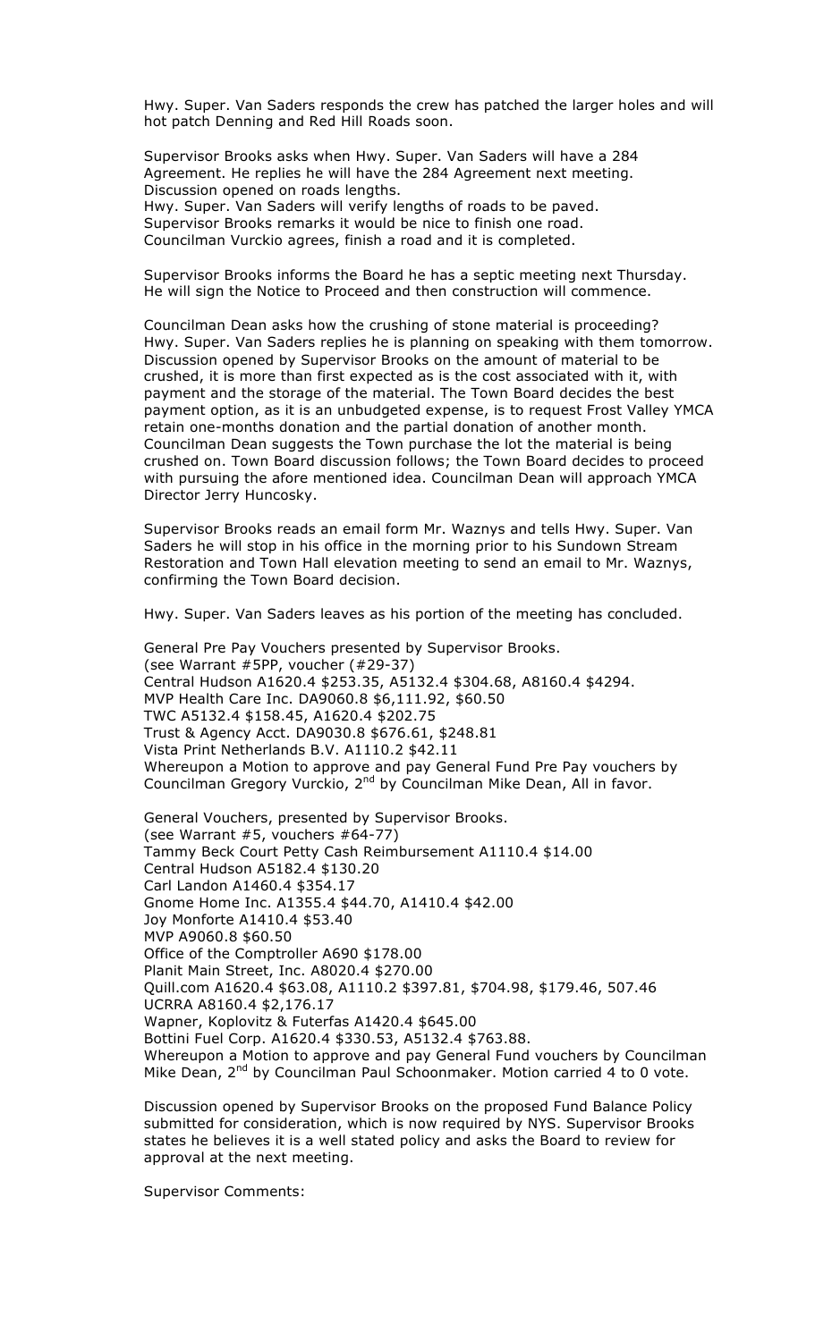Hwy. Super. Van Saders responds the crew has patched the larger holes and will hot patch Denning and Red Hill Roads soon.

Supervisor Brooks asks when Hwy. Super. Van Saders will have a 284 Agreement. He replies he will have the 284 Agreement next meeting.
Discussion opened on roads lengths.
Hwy. Super. Van Saders will verify lengths of roads to be paved.
Supervisor Brooks remarks it would be nice to finish one road.
Councilman Vurckio agrees, finish a road and it is completed.

Supervisor Brooks informs the Board he has a septic meeting next Thursday. He will sign the Notice to Proceed and then construction will commence.

Councilman Dean asks how the crushing of stone material is proceeding? Hwy. Super. Van Saders replies he is planning on speaking with them tomorrow. Discussion opened by Supervisor Brooks on the amount of material to be crushed, it is more than first expected as is the cost associated with it, with payment and the storage of the material. The Town Board decides the best payment option, as it is an unbudgeted expense, is to request Frost Valley YMCA retain one-months donation and the partial donation of another month. Councilman Dean suggests the Town purchase the lot the material is being crushed on. Town Board discussion follows; the Town Board decides to proceed with pursuing the afore mentioned idea. Councilman Dean will approach YMCA Director Jerry Huncosky.

Supervisor Brooks reads an email form Mr. Waznys and tells Hwy. Super. Van Saders he will stop in his office in the morning prior to his Sundown Stream Restoration and Town Hall elevation meeting to send an email to Mr. Waznys, confirming the Town Board decision.

Hwy. Super. Van Saders leaves as his portion of the meeting has concluded.

General Pre Pay Vouchers presented by Supervisor Brooks.
(see Warrant #5PP, voucher (#29-37)
Central Hudson A1620.4 $253.35, A5132.4 $304.68, A8160.4 $4294.
MVP Health Care Inc. DA9060.8 $6,111.92, $60.50
TWC A5132.4 $158.45, A1620.4 $202.75
Trust & Agency Acct. DA9030.8 $676.61, $248.81
Vista Print Netherlands B.V. A1110.2 $42.11
Whereupon a Motion to approve and pay General Fund Pre Pay vouchers by Councilman Gregory Vurckio, 2nd by Councilman Mike Dean, All in favor.

General Vouchers, presented by Supervisor Brooks.
(see Warrant #5, vouchers #64-77)
Tammy Beck Court Petty Cash Reimbursement A1110.4 $14.00
Central Hudson A5182.4 $130.20
Carl Landon A1460.4 $354.17
Gnome Home Inc. A1355.4 $44.70, A1410.4 $42.00
Joy Monforte A1410.4 $53.40
MVP A9060.8 $60.50
Office of the Comptroller A690 $178.00
Planit Main Street, Inc. A8020.4 $270.00
Quill.com A1620.4 $63.08, A1110.2 $397.81, $704.98, $179.46, 507.46
UCRRA A8160.4 $2,176.17
Wapner, Koplovitz & Futerfas A1420.4 $645.00
Bottini Fuel Corp. A1620.4 $330.53, A5132.4 $763.88.
Whereupon a Motion to approve and pay General Fund vouchers by Councilman Mike Dean, 2nd by Councilman Paul Schoonmaker. Motion carried 4 to 0 vote.

Discussion opened by Supervisor Brooks on the proposed Fund Balance Policy submitted for consideration, which is now required by NYS. Supervisor Brooks states he believes it is a well stated policy and asks the Board to review for approval at the next meeting.

Supervisor Comments: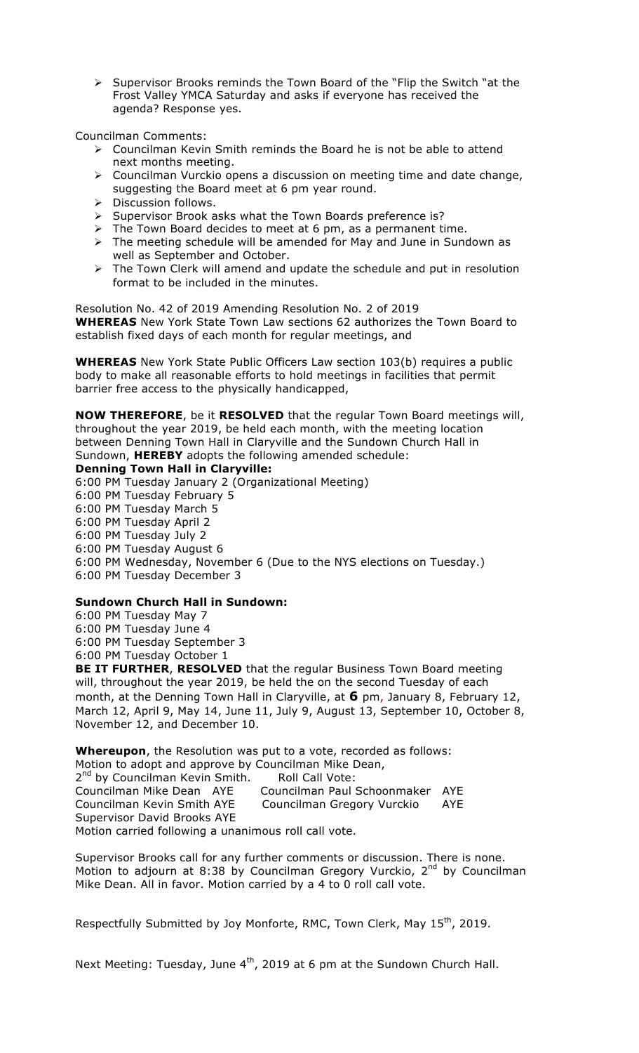- Supervisor Brooks reminds the Town Board of the "Flip the Switch "at the Frost Valley YMCA Saturday and asks if everyone has received the agenda? Response yes.

Councilman Comments:

- Councilman Kevin Smith reminds the Board he is not be able to attend next months meeting.
- Councilman Vurckio opens a discussion on meeting time and date change, suggesting the Board meet at 6 pm year round.
- Discussion follows.
- Supervisor Brook asks what the Town Boards preference is?
- The Town Board decides to meet at 6 pm, as a permanent time.
- The meeting schedule will be amended for May and June in Sundown as well as September and October.
- The Town Clerk will amend and update the schedule and put in resolution format to be included in the minutes.

Resolution No. 42 of 2019 Amending Resolution No. 2 of 2019
**WHEREAS** New York State Town Law sections 62 authorizes the Town Board to establish fixed days of each month for regular meetings, and

**WHEREAS** New York State Public Officers Law section 103(b) requires a public body to make all reasonable efforts to hold meetings in facilities that permit barrier free access to the physically handicapped,

**NOW THEREFORE**, be it **RESOLVED** that the regular Town Board meetings will, throughout the year 2019, be held each month, with the meeting location between Denning Town Hall in Claryville and the Sundown Church Hall in Sundown, **HEREBY** adopts the following amended schedule:

**Denning Town Hall in Claryville:**

6:00 PM Tuesday January 2 (Organizational Meeting)
6:00 PM Tuesday February 5
6:00 PM Tuesday March 5
6:00 PM Tuesday April 2
6:00 PM Tuesday July 2
6:00 PM Tuesday August 6
6:00 PM Wednesday, November 6 (Due to the NYS elections on Tuesday.)
6:00 PM Tuesday December 3

**Sundown Church Hall in Sundown:**

6:00 PM Tuesday May 7
6:00 PM Tuesday June 4
6:00 PM Tuesday September 3
6:00 PM Tuesday October 1

**BE IT FURTHER**, **RESOLVED** that the regular Business Town Board meeting will, throughout the year 2019, be held the on the second Tuesday of each month, at the Denning Town Hall in Claryville, at **6** pm, January 8, February 12, March 12, April 9, May 14, June 11, July 9, August 13, September 10, October 8, November 12, and December 10.

**Whereupon**, the Resolution was put to a vote, recorded as follows:
Motion to adopt and approve by Councilman Mike Dean,
2nd by Councilman Kevin Smith. Roll Call Vote:
Councilman Mike Dean AYE Councilman Paul Schoonmaker AYE
Councilman Kevin Smith AYE Councilman Gregory Vurckio AYE
Supervisor David Brooks AYE
Motion carried following a unanimous roll call vote.

Supervisor Brooks call for any further comments or discussion. There is none. Motion to adjourn at 8:38 by Councilman Gregory Vurckio, 2nd by Councilman Mike Dean. All in favor. Motion carried by a 4 to 0 roll call vote.

Respectfully Submitted by Joy Monforte, RMC, Town Clerk, May 15th, 2019.

Next Meeting: Tuesday, June 4th, 2019 at 6 pm at the Sundown Church Hall.